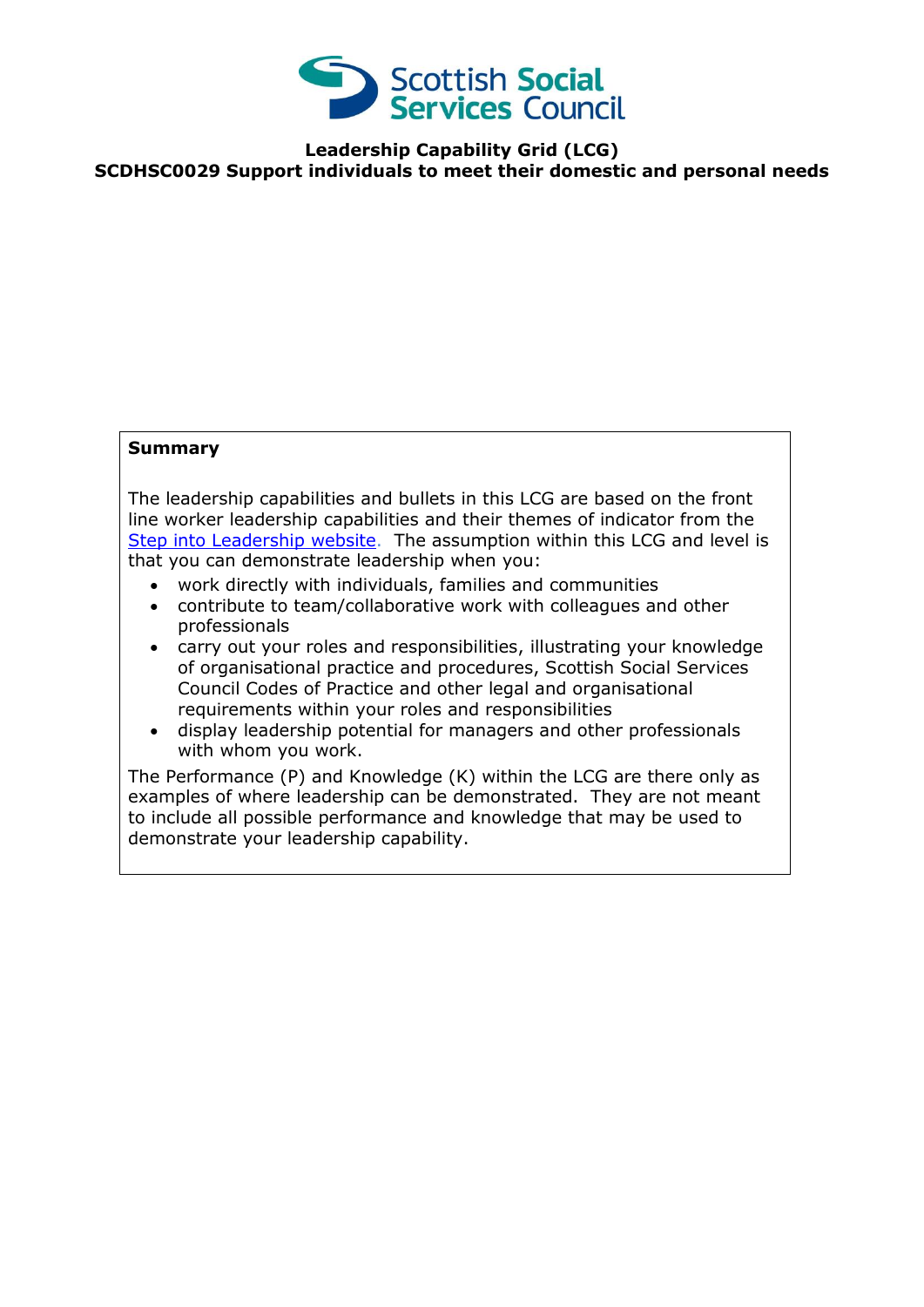# Leadership Capability Grid (LCG)

## SCDHSC0029 Support individuals to meet their domestic and personal needs

**Summary**

The leadership capabilities and bullets in this LCG are based on the front line worker leadership capabilities and their themes of indicator from the Step into Leadership website. The assumption within this LCG and level is that you can demonstrate leadership when you:

- work directly with individuals, families and communities
- contribute to team/collaborative work with colleagues and other professionals
- carry out your roles and responsibilities, illustrating your knowledge of organisational practice and procedures, Scottish Social Services Council Codes of Practice and other legal and organisational requirements within your roles and responsibilities
- display leadership potential for managers and other professionals with whom you work.

The Performance (P) and Knowledge (K) within the LCG are there only as examples of where leadership can be demonstrated. They are not meant to include all possible performance and knowledge that may be used to demonstrate your leadership capability.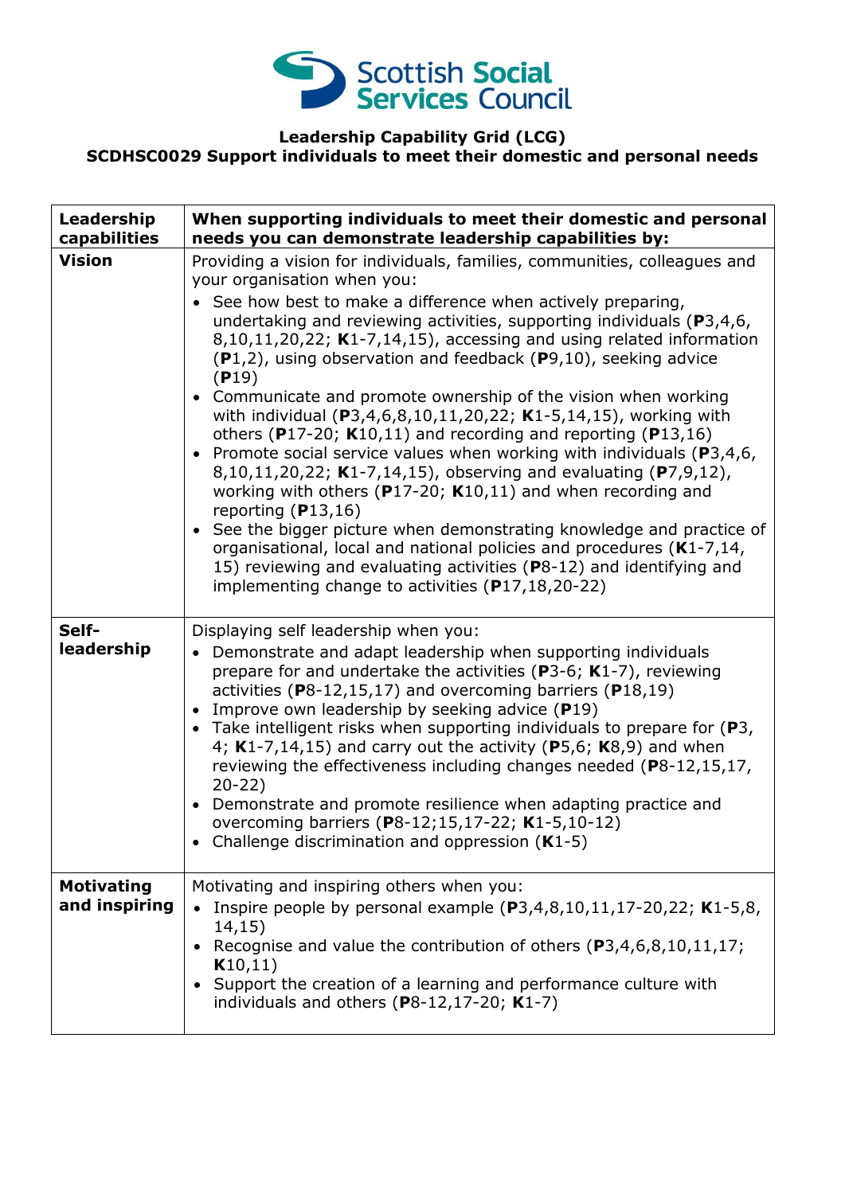**Leadership Capability Grid (LCG)**
**SCDHSC0029 Support individuals to meet their domestic and personal needs**

| Leadership capabilities | When supporting individuals to meet their domestic and personal needs you can demonstrate leadership capabilities by: |
| --- | --- |
| **Vision** | Providing a vision for individuals, families, communities, colleagues and your organisation when you:<br>• See how best to make a difference when actively preparing, undertaking and reviewing activities, supporting individuals (**P**3,4,6, 8,10,11,20,22; **K**1-7,14,15), accessing and using related information (**P**1,2), using observation and feedback (**P**9,10), seeking advice (**P**19)<br>• Communicate and promote ownership of the vision when working with individual (**P**3,4,6,8,10,11,20,22; **K**1-5,14,15), working with others (**P**17-20; **K**10,11) and recording and reporting (**P**13,16)<br>• Promote social service values when working with individuals (**P**3,4,6, 8,10,11,20,22; **K**1-7,14,15), observing and evaluating (**P**7,9,12), working with others (**P**17-20; **K**10,11) and when recording and reporting (**P**13,16)<br>• See the bigger picture when demonstrating knowledge and practice of organisational, local and national policies and procedures (**K**1-7,14, 15) reviewing and evaluating activities (**P**8-12) and identifying and implementing change to activities (**P**17,18,20-22) |
| **Self-leadership** | Displaying self leadership when you:<br>• Demonstrate and adapt leadership when supporting individuals prepare for and undertake the activities (**P**3-6; **K**1-7), reviewing activities (**P**8-12,15,17) and overcoming barriers (**P**18,19)<br>• Improve own leadership by seeking advice (**P**19)<br>• Take intelligent risks when supporting individuals to prepare for (**P**3, 4; **K**1-7,14,15) and carry out the activity (**P**5,6; **K**8,9) and when reviewing the effectiveness including changes needed (**P**8-12,15,17, 20-22)<br>• Demonstrate and promote resilience when adapting practice and overcoming barriers (**P**8-12;15,17-22; **K**1-5,10-12)<br>• Challenge discrimination and oppression (**K**1-5) |
| **Motivating and inspiring** | Motivating and inspiring others when you:<br>• Inspire people by personal example (**P**3,4,8,10,11,17-20,22; **K**1-5,8, 14,15)<br>• Recognise and value the contribution of others (**P**3,4,6,8,10,11,17; **K**10,11)<br>• Support the creation of a learning and performance culture with individuals and others (**P**8-12,17-20; **K**1-7) |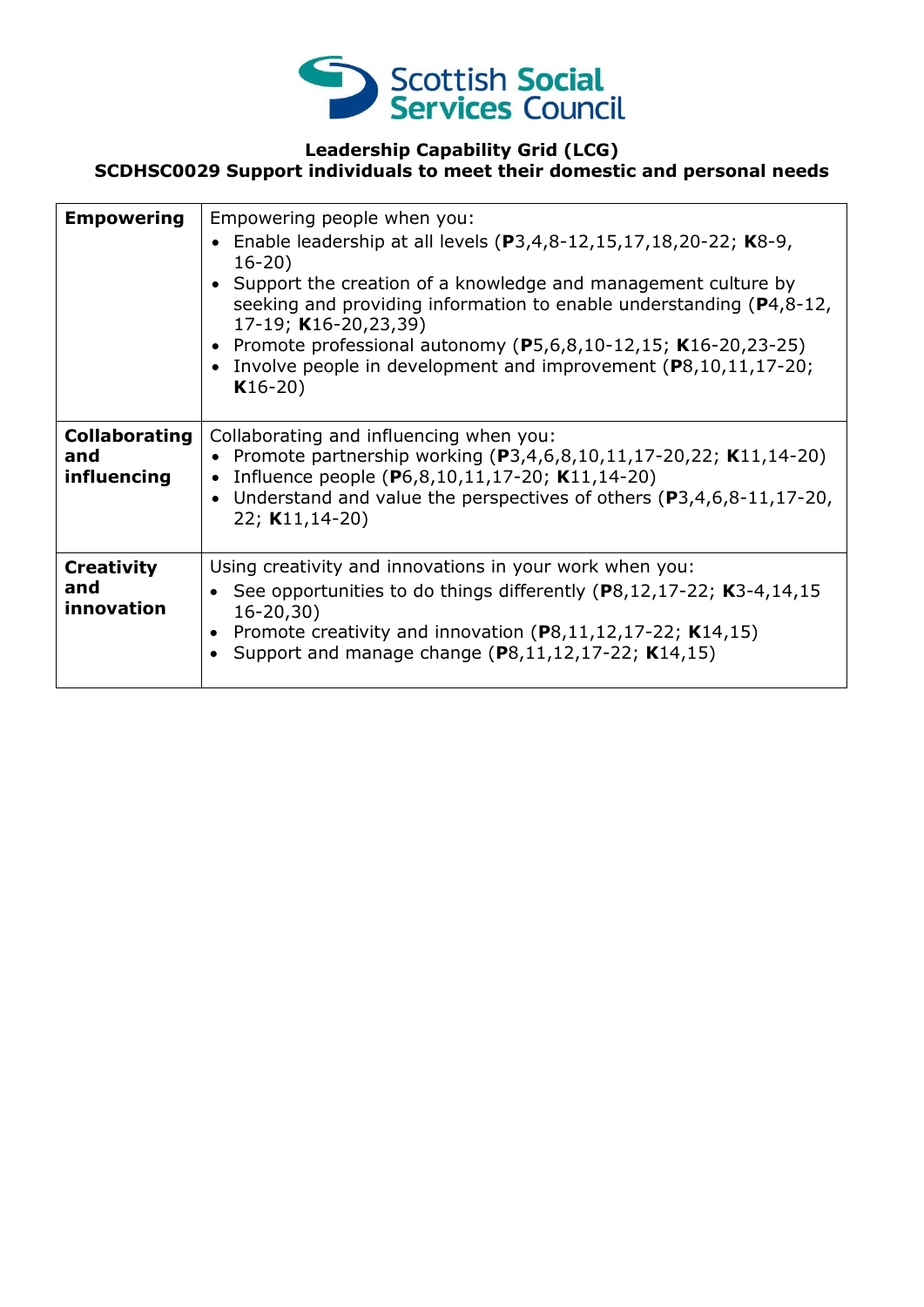**Leadership Capability Grid (LCG)**
**SCDHSC0029 Support individuals to meet their domestic and personal needs**

| | |
|---|---|
| **Empowering** | Empowering people when you:<br>• Enable leadership at all levels (**P**3,4,8-12,15,17,18,20-22; **K**8-9, 16-20)<br>• Support the creation of a knowledge and management culture by seeking and providing information to enable understanding (**P**4,8-12, 17-19; **K**16-20,23,39)<br>• Promote professional autonomy (**P**5,6,8,10-12,15; **K**16-20,23-25)<br>• Involve people in development and improvement (**P**8,10,11,17-20; **K**16-20) |
| **Collaborating and influencing** | Collaborating and influencing when you:<br>• Promote partnership working (**P**3,4,6,8,10,11,17-20,22; **K**11,14-20)<br>• Influence people (**P**6,8,10,11,17-20; **K**11,14-20)<br>• Understand and value the perspectives of others (**P**3,4,6,8-11,17-20, 22; **K**11,14-20) |
| **Creativity and innovation** | Using creativity and innovations in your work when you:<br>• See opportunities to do things differently (**P**8,12,17-22; **K**3-4,14,15 16-20,30)<br>• Promote creativity and innovation (**P**8,11,12,17-22; **K**14,15)<br>• Support and manage change (**P**8,11,12,17-22; **K**14,15) |